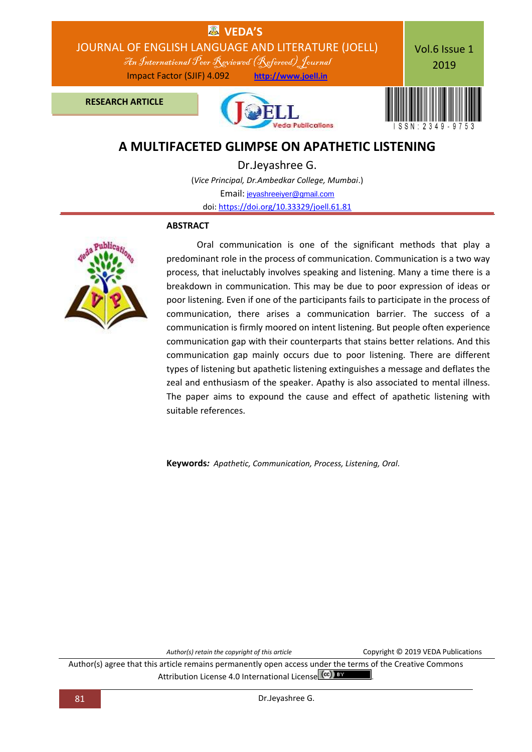# A MULTIFACETED GLIMPSE ON APATHETIC LISTENING

**Dr.Jeyashree G.**

(*Vice Principal, Dr.Ambedkar College, Mumbai*.)

Email: jeyashreeiyer@gmail.com

doi: https://doi.org/10.33329/joell.61.81

## ABSTRACT

Oral communication is one of the significant methods that play a predominant role in the process of communication. Communication is a two way process, that ineluctably involves speaking and listening. Many a time there is a breakdown in communication. This may be due to poor expression of ideas or poor listening. Even if one of the participants fails to participate in the process of communication, there arises a communication barrier. The success of a communication is firmly moored on intent listening. But people often experience communication gap with their counterparts that stains better relations. And this communication gap mainly occurs due to poor listening. There are different types of listening but apathetic listening extinguishes a message and deflates the zeal and enthusiasm of the speaker. Apathy is also associated to mental illness. The paper aims to expound the cause and effect of apathetic listening with suitable references.

**Keywords:** *Apathetic, Communication, Process, Listening, Oral.*

*Author(s) retain the copyright of this article*

Copyright © 2019 VEDA Publications

Author(s) agree that this article remains permanently open access under the terms of the Creative Commons Attribution License 4.0 International License.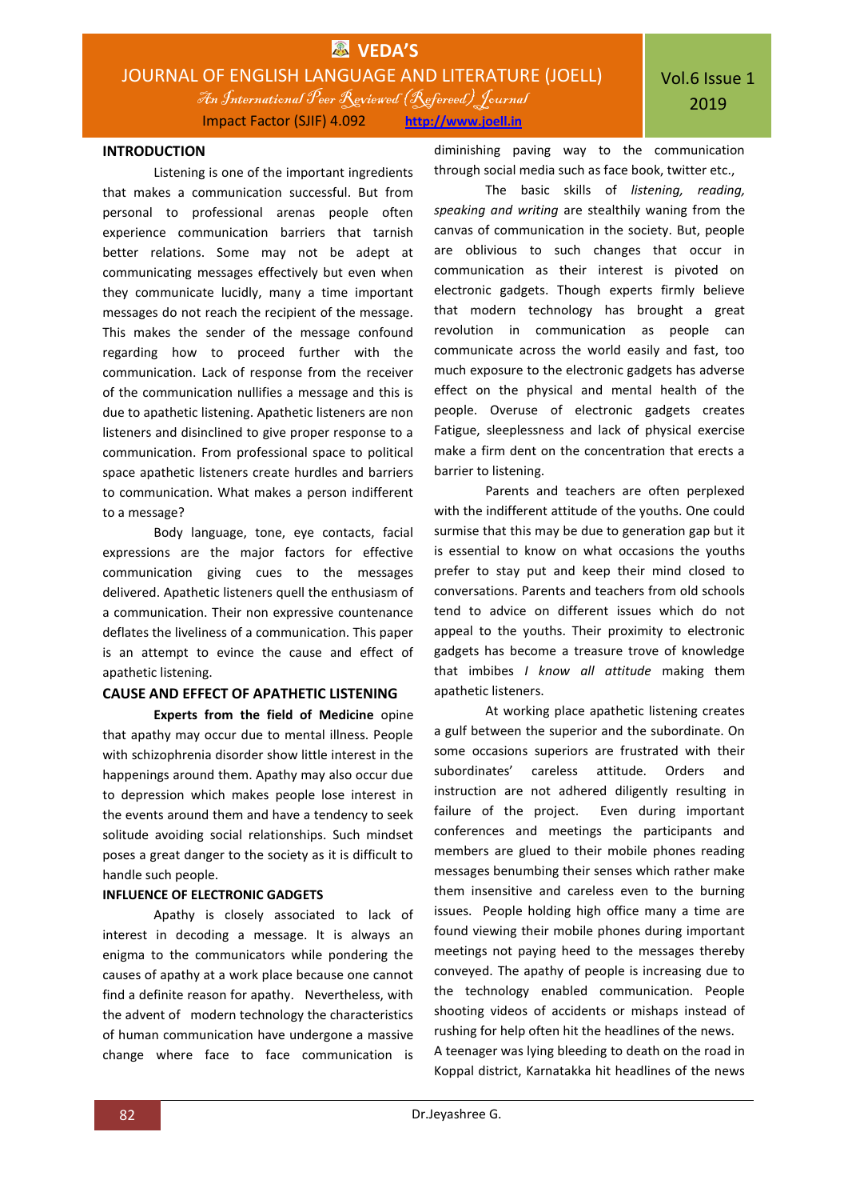## INTRODUCTION

Listening is one of the important ingredients that makes a communication successful. But from personal to professional arenas people often experience communication barriers that tarnish better relations. Some may not be adept at communicating messages effectively but even when they communicate lucidly, many a time important messages do not reach the recipient of the message. This makes the sender of the message confound regarding how to proceed further with the communication. Lack of response from the receiver of the communication nullifies a message and this is due to apathetic listening. Apathetic listeners are non listeners and disinclined to give proper response to a communication. From professional space to political space apathetic listeners create hurdles and barriers to communication. What makes a person indifferent to a message?

Body language, tone, eye contacts, facial expressions are the major factors for effective communication giving cues to the messages delivered. Apathetic listeners quell the enthusiasm of a communication. Their non expressive countenance deflates the liveliness of a communication. This paper is an attempt to evince the cause and effect of apathetic listening.

## CAUSE AND EFFECT OF APATHETIC LISTENING

**Experts from the field of Medicine** opine that apathy may occur due to mental illness. People with schizophrenia disorder show little interest in the happenings around them. Apathy may also occur due to depression which makes people lose interest in the events around them and have a tendency to seek solitude avoiding social relationships. Such mindset poses a great danger to the society as it is difficult to handle such people.

## INFLUENCE OF ELECTRONIC GADGETS

Apathy is closely associated to lack of interest in decoding a message. It is always an enigma to the communicators while pondering the causes of apathy at a work place because one cannot find a definite reason for apathy. Nevertheless, with the advent of modern technology the characteristics of human communication have undergone a massive change where face to face communication is diminishing paving way to the communication through social media such as face book, twitter etc.,

The basic skills of *listening, reading, speaking and writing* are stealthily waning from the canvas of communication in the society. But, people are oblivious to such changes that occur in communication as their interest is pivoted on electronic gadgets. Though experts firmly believe that modern technology has brought a great revolution in communication as people can communicate across the world easily and fast, too much exposure to the electronic gadgets has adverse effect on the physical and mental health of the people. Overuse of electronic gadgets creates Fatigue, sleeplessness and lack of physical exercise make a firm dent on the concentration that erects a barrier to listening.

Parents and teachers are often perplexed with the indifferent attitude of the youths. One could surmise that this may be due to generation gap but it is essential to know on what occasions the youths prefer to stay put and keep their mind closed to conversations. Parents and teachers from old schools tend to advice on different issues which do not appeal to the youths. Their proximity to electronic gadgets has become a treasure trove of knowledge that imbibes *I know all attitude* making them apathetic listeners.

At working place apathetic listening creates a gulf between the superior and the subordinate. On some occasions superiors are frustrated with their subordinates' careless attitude. Orders and instruction are not adhered diligently resulting in failure of the project. Even during important conferences and meetings the participants and members are glued to their mobile phones reading messages benumbing their senses which rather make them insensitive and careless even to the burning issues. People holding high office many a time are found viewing their mobile phones during important meetings not paying heed to the messages thereby conveyed. The apathy of people is increasing due to the technology enabled communication. People shooting videos of accidents or mishaps instead of rushing for help often hit the headlines of the news.

A teenager was lying bleeding to death on the road in Koppal district, Karnatakka hit headlines of the news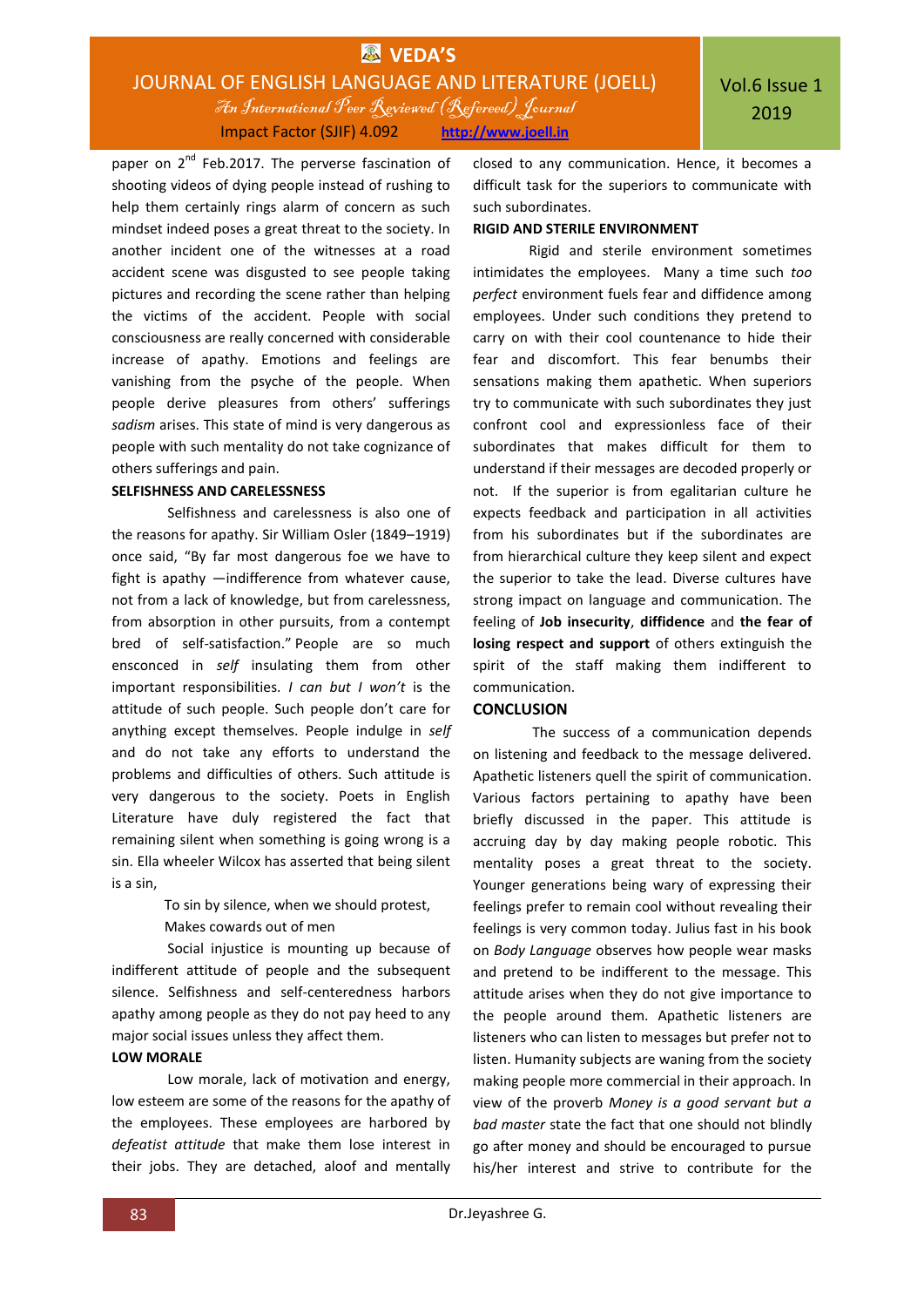paper on 2nd Feb.2017. The perverse fascination of shooting videos of dying people instead of rushing to help them certainly rings alarm of concern as such mindset indeed poses a great threat to the society. In another incident one of the witnesses at a road accident scene was disgusted to see people taking pictures and recording the scene rather than helping the victims of the accident. People with social consciousness are really concerned with considerable increase of apathy. Emotions and feelings are vanishing from the psyche of the people. When people derive pleasures from others' sufferings *sadism* arises. This state of mind is very dangerous as people with such mentality do not take cognizance of others sufferings and pain.

**SELFISHNESS AND CARELESSNESS**

Selfishness and carelessness is also one of the reasons for apathy. Sir William Osler (1849–1919) once said, "By far most dangerous foe we have to fight is apathy —indifference from whatever cause, not from a lack of knowledge, but from carelessness, from absorption in other pursuits, from a contempt bred of self-satisfaction." People are so much ensconced in *self* insulating them from other important responsibilities. *I can but I won't* is the attitude of such people. Such people don't care for anything except themselves. People indulge in *self* and do not take any efforts to understand the problems and difficulties of others. Such attitude is very dangerous to the society. Poets in English Literature have duly registered the fact that remaining silent when something is going wrong is a sin. Ella wheeler Wilcox has asserted that being silent is a sin,

> To sin by silence, when we should protest,
> Makes cowards out of men

Social injustice is mounting up because of indifferent attitude of people and the subsequent silence. Selfishness and self-centeredness harbors apathy among people as they do not pay heed to any major social issues unless they affect them.

**LOW MORALE**

Low morale, lack of motivation and energy, low esteem are some of the reasons for the apathy of the employees. These employees are harbored by *defeatist attitude* that make them lose interest in their jobs. They are detached, aloof and mentally closed to any communication. Hence, it becomes a difficult task for the superiors to communicate with such subordinates.

**RIGID AND STERILE ENVIRONMENT**

Rigid and sterile environment sometimes intimidates the employees. Many a time such *too perfect* environment fuels fear and diffidence among employees. Under such conditions they pretend to carry on with their cool countenance to hide their fear and discomfort. This fear benumbs their sensations making them apathetic. When superiors try to communicate with such subordinates they just confront cool and expressionless face of their subordinates that makes difficult for them to understand if their messages are decoded properly or not. If the superior is from egalitarian culture he expects feedback and participation in all activities from his subordinates but if the subordinates are from hierarchical culture they keep silent and expect the superior to take the lead. Diverse cultures have strong impact on language and communication. The feeling of **Job insecurity**, **diffidence** and **the fear of losing respect and support** of others extinguish the spirit of the staff making them indifferent to communication.

## CONCLUSION

The success of a communication depends on listening and feedback to the message delivered. Apathetic listeners quell the spirit of communication. Various factors pertaining to apathy have been briefly discussed in the paper. This attitude is accruing day by day making people robotic. This mentality poses a great threat to the society. Younger generations being wary of expressing their feelings prefer to remain cool without revealing their feelings is very common today. Julius fast in his book on *Body Language* observes how people wear masks and pretend to be indifferent to the message. This attitude arises when they do not give importance to the people around them. Apathetic listeners are listeners who can listen to messages but prefer not to listen. Humanity subjects are waning from the society making people more commercial in their approach. In view of the proverb *Money is a good servant but a bad master* state the fact that one should not blindly go after money and should be encouraged to pursue his/her interest and strive to contribute for the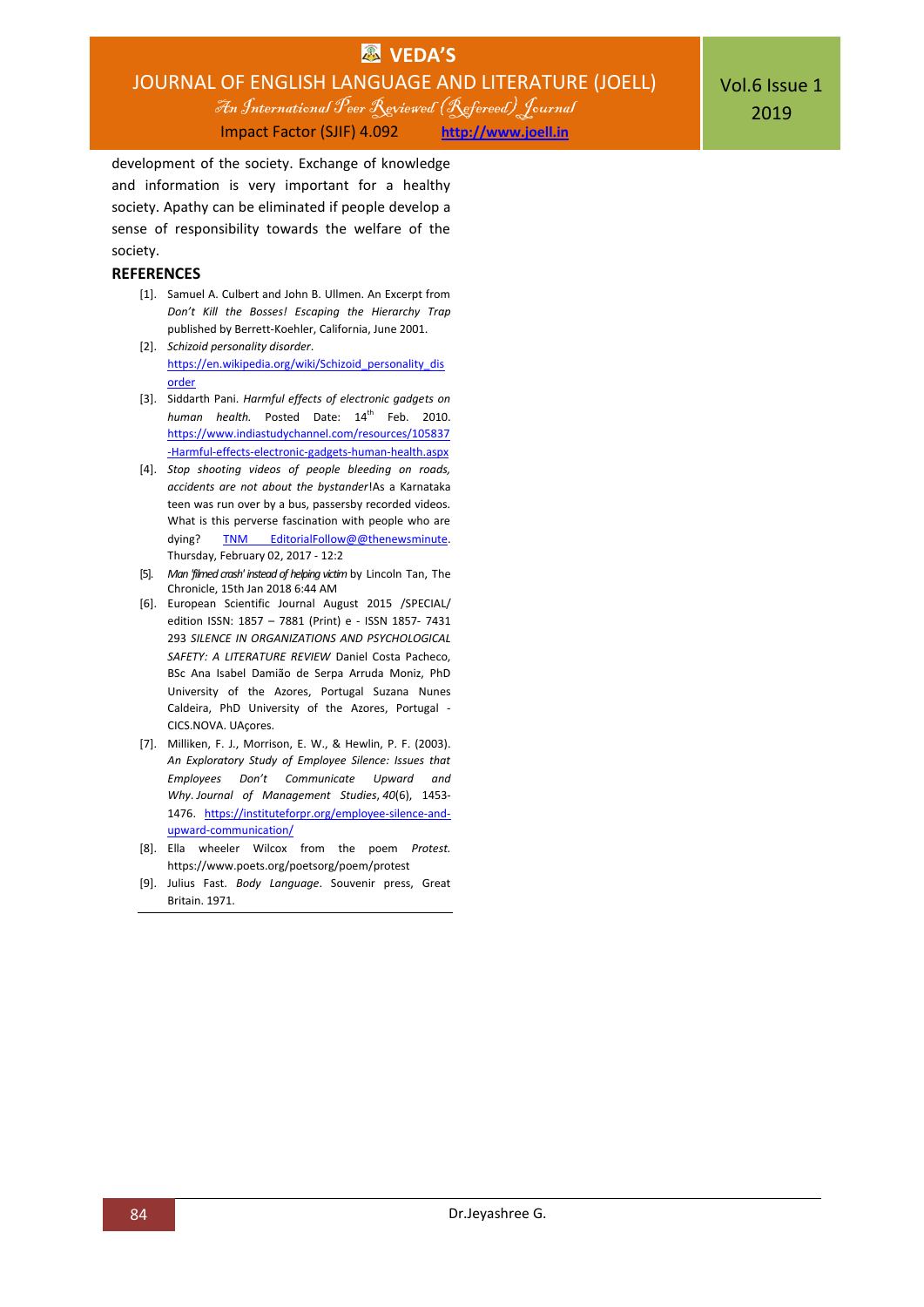development of the society. Exchange of knowledge and information is very important for a healthy society. Apathy can be eliminated if people develop a sense of responsibility towards the welfare of the society.

## REFERENCES

[1]. Samuel A. Culbert and John B. Ullmen. An Excerpt from *Don't Kill the Bosses! Escaping the Hierarchy Trap* published by Berrett-Koehler, California, June 2001.

[2]. *Schizoid personality disorder*. https://en.wikipedia.org/wiki/Schizoid_personality_disorder

[3]. Siddarth Pani. *Harmful effects of electronic gadgets on human health.* Posted Date: 14th Feb. 2010. https://www.indiastudychannel.com/resources/105837-Harmful-effects-electronic-gadgets-human-health.aspx

[4]. *Stop shooting videos of people bleeding on roads, accidents are not about the bystander*!As a Karnataka teen was run over by a bus, passersby recorded videos. What is this perverse fascination with people who are dying? TNM EditorialFollow@@thenewsminute. Thursday, February 02, 2017 - 12:2

[5]. *Man 'filmed crash' instead of helping victim* by Lincoln Tan, The Chronicle, 15th Jan 2018 6:44 AM

[6]. European Scientific Journal August 2015 /SPECIAL/ edition ISSN: 1857 – 7881 (Print) e - ISSN 1857- 7431 293 *SILENCE IN ORGANIZATIONS AND PSYCHOLOGICAL SAFETY: A LITERATURE REVIEW* Daniel Costa Pacheco, BSc Ana Isabel Damião de Serpa Arruda Moniz, PhD University of the Azores, Portugal Suzana Nunes Caldeira, PhD University of the Azores, Portugal - CICS.NOVA. UAçores.

[7]. Milliken, F. J., Morrison, E. W., & Hewlin, P. F. (2003). *An Exploratory Study of Employee Silence: Issues that Employees Don't Communicate Upward and Why*. *Journal of Management Studies*, *40*(6), 1453-1476. https://instituteforpr.org/employee-silence-and-upward-communication/

[8]. Ella wheeler Wilcox from the poem *Protest.* https://www.poets.org/poetsorg/poem/protest

[9]. Julius Fast. *Body Language*. Souvenir press, Great Britain. 1971.